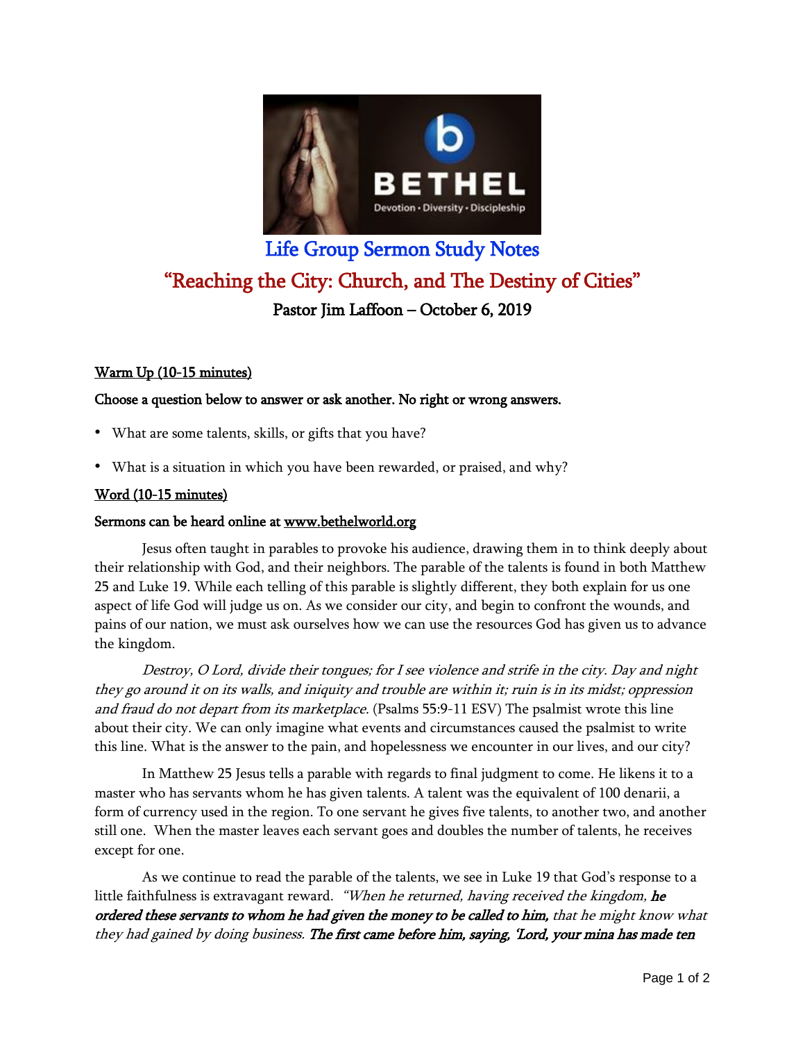# Life Group Sermon Study Notes

## "Reaching the City: Church, and The Destiny of Cities"

### Pastor Jim Laffoon – October 6, 2019

**Warm Up (10-15 minutes)**

**Choose a question below to answer or ask another. No right or wrong answers.**

- What are some talents, skills, or gifts that you have?
- What is a situation in which you have been rewarded, or praised, and why?

**Word (10-15 minutes)**

**Sermons can be heard online at www.bethelworld.org**

Jesus often taught in parables to provoke his audience, drawing them in to think deeply about their relationship with God, and their neighbors. The parable of the talents is found in both Matthew 25 and Luke 19. While each telling of this parable is slightly different, they both explain for us one aspect of life God will judge us on. As we consider our city, and begin to confront the wounds, and pains of our nation, we must ask ourselves how we can use the resources God has given us to advance the kingdom.

*Destroy, O Lord, divide their tongues; for I see violence and strife in the city. Day and night they go around it on its walls, and iniquity and trouble are within it; ruin is in its midst; oppression and fraud do not depart from its marketplace.* (Psalms 55:9-11 ESV) The psalmist wrote this line about their city. We can only imagine what events and circumstances caused the psalmist to write this line. What is the answer to the pain, and hopelessness we encounter in our lives, and our city?

In Matthew 25 Jesus tells a parable with regards to final judgment to come. He likens it to a master who has servants whom he has given talents. A talent was the equivalent of 100 denarii, a form of currency used in the region. To one servant he gives five talents, to another two, and another still one. When the master leaves each servant goes and doubles the number of talents, he receives except for one.

As we continue to read the parable of the talents, we see in Luke 19 that God's response to a little faithfulness is extravagant reward. *"When he returned, having received the kingdom,* ***he ordered these servants to whom he had given the money to be called to him,*** *that he might know what they had gained by doing business.* ***The first came before him, saying, 'Lord, your mina has made ten***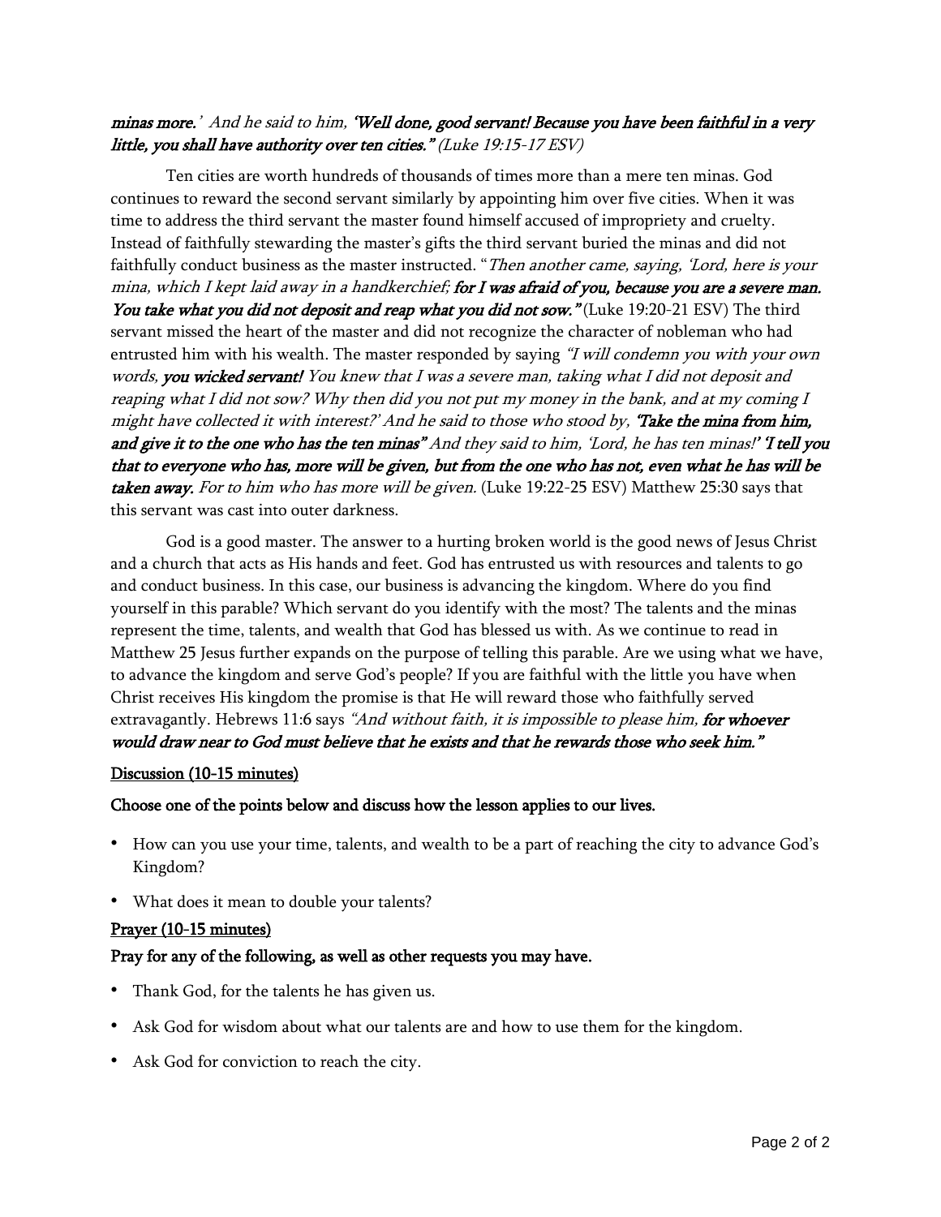*minas more.' And he said to him,* ***'Well done, good servant! Because you have been faithful in a very little, you shall have authority over ten cities."*** *(Luke 19:15-17 ESV)*

Ten cities are worth hundreds of thousands of times more than a mere ten minas. God continues to reward the second servant similarly by appointing him over five cities. When it was time to address the third servant the master found himself accused of impropriety and cruelty. Instead of faithfully stewarding the master's gifts the third servant buried the minas and did not faithfully conduct business as the master instructed. "*Then another came, saying, 'Lord, here is your mina, which I kept laid away in a handkerchief;* ***for I was afraid of you, because you are a severe man. You take what you did not deposit and reap what you did not sow."*** (Luke 19:20-21 ESV) The third servant missed the heart of the master and did not recognize the character of nobleman who had entrusted him with his wealth. The master responded by saying *"I will condemn you with your own words,* ***you wicked servant!*** *You knew that I was a severe man, taking what I did not deposit and reaping what I did not sow? Why then did you not put my money in the bank, and at my coming I might have collected it with interest?' And he said to those who stood by,* ***'Take the mina from him, and give it to the one who has the ten minas"*** *And they said to him, 'Lord, he has ten minas!'* ***'I tell you that to everyone who has, more will be given, but from the one who has not, even what he has will be taken away.*** *For to him who has more will be given.* (Luke 19:22-25 ESV) Matthew 25:30 says that this servant was cast into outer darkness.

God is a good master. The answer to a hurting broken world is the good news of Jesus Christ and a church that acts as His hands and feet. God has entrusted us with resources and talents to go and conduct business. In this case, our business is advancing the kingdom. Where do you find yourself in this parable? Which servant do you identify with the most? The talents and the minas represent the time, talents, and wealth that God has blessed us with. As we continue to read in Matthew 25 Jesus further expands on the purpose of telling this parable. Are we using what we have, to advance the kingdom and serve God's people? If you are faithful with the little you have when Christ receives His kingdom the promise is that He will reward those who faithfully served extravagantly. Hebrews 11:6 says *"And without faith, it is impossible to please him,* ***for whoever would draw near to God must believe that he exists and that he rewards those who seek him."***

**Discussion (10-15 minutes)**

**Choose one of the points below and discuss how the lesson applies to our lives.**

- How can you use your time, talents, and wealth to be a part of reaching the city to advance God's Kingdom?
- What does it mean to double your talents?

**Prayer (10-15 minutes)**

**Pray for any of the following, as well as other requests you may have.**

- Thank God, for the talents he has given us.
- Ask God for wisdom about what our talents are and how to use them for the kingdom.
- Ask God for conviction to reach the city.